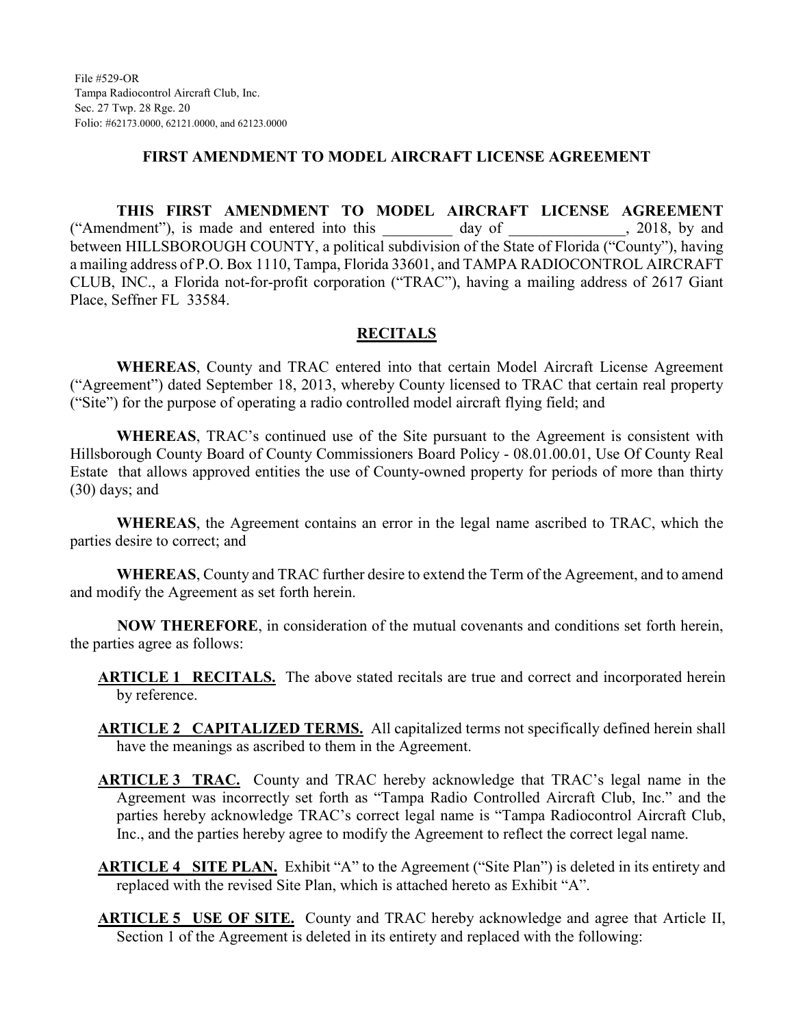File #529-OR
Tampa Radiocontrol Aircraft Club, Inc.
Sec. 27 Twp. 28 Rge. 20
Folio: #62173.0000, 62121.0000, and 62123.0000

# FIRST AMENDMENT TO MODEL AIRCRAFT LICENSE AGREEMENT

**THIS FIRST AMENDMENT TO MODEL AIRCRAFT LICENSE AGREEMENT** ("Amendment"), is made and entered into this _________ day of _______________, 2018, by and between HILLSBOROUGH COUNTY, a political subdivision of the State of Florida ("County"), having a mailing address of P.O. Box 1110, Tampa, Florida 33601, and TAMPA RADIOCONTROL AIRCRAFT CLUB, INC., a Florida not-for-profit corporation ("TRAC"), having a mailing address of 2617 Giant Place, Seffner FL 33584.

## RECITALS

**WHEREAS**, County and TRAC entered into that certain Model Aircraft License Agreement ("Agreement") dated September 18, 2013, whereby County licensed to TRAC that certain real property ("Site") for the purpose of operating a radio controlled model aircraft flying field; and

**WHEREAS**, TRAC's continued use of the Site pursuant to the Agreement is consistent with Hillsborough County Board of County Commissioners Board Policy - 08.01.00.01, Use Of County Real Estate that allows approved entities the use of County-owned property for periods of more than thirty (30) days; and

**WHEREAS**, the Agreement contains an error in the legal name ascribed to TRAC, which the parties desire to correct; and

**WHEREAS**, County and TRAC further desire to extend the Term of the Agreement, and to amend and modify the Agreement as set forth herein.

**NOW THEREFORE**, in consideration of the mutual covenants and conditions set forth herein, the parties agree as follows:

**ARTICLE 1 RECITALS.** The above stated recitals are true and correct and incorporated herein by reference.

**ARTICLE 2 CAPITALIZED TERMS.** All capitalized terms not specifically defined herein shall have the meanings as ascribed to them in the Agreement.

**ARTICLE 3 TRAC.** County and TRAC hereby acknowledge that TRAC's legal name in the Agreement was incorrectly set forth as "Tampa Radio Controlled Aircraft Club, Inc." and the parties hereby acknowledge TRAC's correct legal name is "Tampa Radiocontrol Aircraft Club, Inc., and the parties hereby agree to modify the Agreement to reflect the correct legal name.

**ARTICLE 4 SITE PLAN.** Exhibit "A" to the Agreement ("Site Plan") is deleted in its entirety and replaced with the revised Site Plan, which is attached hereto as Exhibit "A".

**ARTICLE 5 USE OF SITE.** County and TRAC hereby acknowledge and agree that Article II, Section 1 of the Agreement is deleted in its entirety and replaced with the following: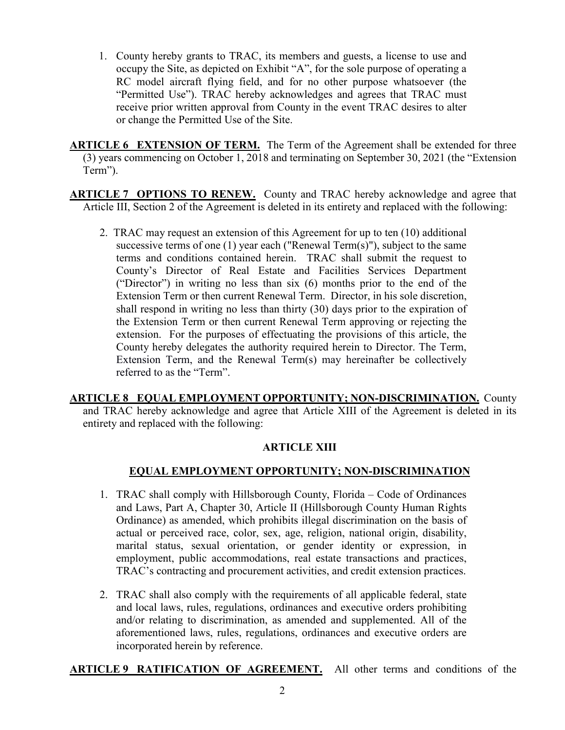1. County hereby grants to TRAC, its members and guests, a license to use and occupy the Site, as depicted on Exhibit "A", for the sole purpose of operating a RC model aircraft flying field, and for no other purpose whatsoever (the "Permitted Use"). TRAC hereby acknowledges and agrees that TRAC must receive prior written approval from County in the event TRAC desires to alter or change the Permitted Use of the Site.

**ARTICLE 6 EXTENSION OF TERM.** The Term of the Agreement shall be extended for three (3) years commencing on October 1, 2018 and terminating on September 30, 2021 (the "Extension Term").

**ARTICLE 7 OPTIONS TO RENEW.** County and TRAC hereby acknowledge and agree that Article III, Section 2 of the Agreement is deleted in its entirety and replaced with the following:

2. TRAC may request an extension of this Agreement for up to ten (10) additional successive terms of one (1) year each ("Renewal Term(s)"), subject to the same terms and conditions contained herein. TRAC shall submit the request to County's Director of Real Estate and Facilities Services Department ("Director") in writing no less than six (6) months prior to the end of the Extension Term or then current Renewal Term. Director, in his sole discretion, shall respond in writing no less than thirty (30) days prior to the expiration of the Extension Term or then current Renewal Term approving or rejecting the extension. For the purposes of effectuating the provisions of this article, the County hereby delegates the authority required herein to Director. The Term, Extension Term, and the Renewal Term(s) may hereinafter be collectively referred to as the "Term".

**ARTICLE 8 EQUAL EMPLOYMENT OPPORTUNITY; NON-DISCRIMINATION.** County and TRAC hereby acknowledge and agree that Article XIII of the Agreement is deleted in its entirety and replaced with the following:

**ARTICLE XIII**

**EQUAL EMPLOYMENT OPPORTUNITY; NON-DISCRIMINATION**

1. TRAC shall comply with Hillsborough County, Florida – Code of Ordinances and Laws, Part A, Chapter 30, Article II (Hillsborough County Human Rights Ordinance) as amended, which prohibits illegal discrimination on the basis of actual or perceived race, color, sex, age, religion, national origin, disability, marital status, sexual orientation, or gender identity or expression, in employment, public accommodations, real estate transactions and practices, TRAC's contracting and procurement activities, and credit extension practices.

2. TRAC shall also comply with the requirements of all applicable federal, state and local laws, rules, regulations, ordinances and executive orders prohibiting and/or relating to discrimination, as amended and supplemented. All of the aforementioned laws, rules, regulations, ordinances and executive orders are incorporated herein by reference.

**ARTICLE 9 RATIFICATION OF AGREEMENT.** All other terms and conditions of the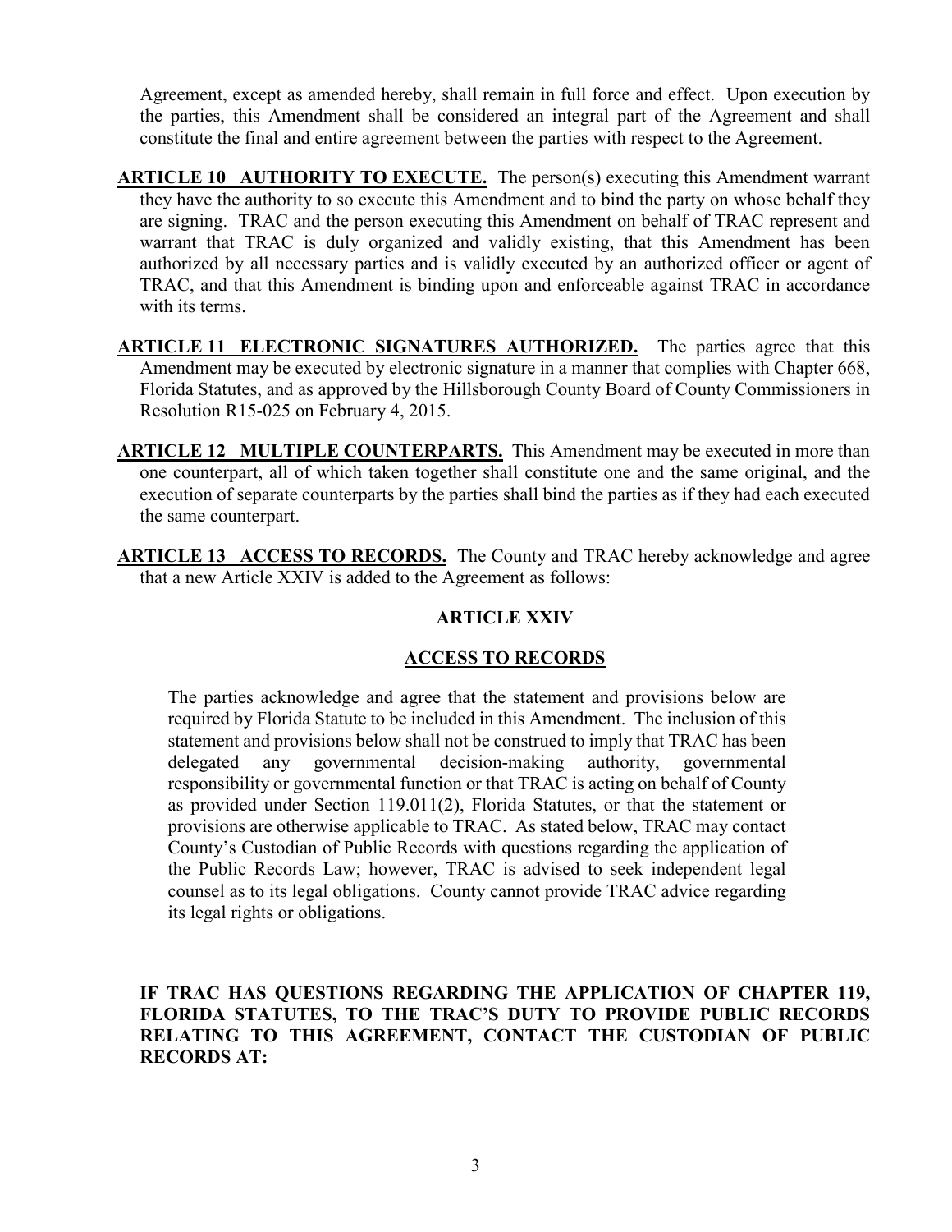Agreement, except as amended hereby, shall remain in full force and effect. Upon execution by the parties, this Amendment shall be considered an integral part of the Agreement and shall constitute the final and entire agreement between the parties with respect to the Agreement.

**ARTICLE 10 AUTHORITY TO EXECUTE.** The person(s) executing this Amendment warrant they have the authority to so execute this Amendment and to bind the party on whose behalf they are signing. TRAC and the person executing this Amendment on behalf of TRAC represent and warrant that TRAC is duly organized and validly existing, that this Amendment has been authorized by all necessary parties and is validly executed by an authorized officer or agent of TRAC, and that this Amendment is binding upon and enforceable against TRAC in accordance with its terms.

**ARTICLE 11 ELECTRONIC SIGNATURES AUTHORIZED.** The parties agree that this Amendment may be executed by electronic signature in a manner that complies with Chapter 668, Florida Statutes, and as approved by the Hillsborough County Board of County Commissioners in Resolution R15-025 on February 4, 2015.

**ARTICLE 12 MULTIPLE COUNTERPARTS.** This Amendment may be executed in more than one counterpart, all of which taken together shall constitute one and the same original, and the execution of separate counterparts by the parties shall bind the parties as if they had each executed the same counterpart.

**ARTICLE 13 ACCESS TO RECORDS.** The County and TRAC hereby acknowledge and agree that a new Article XXIV is added to the Agreement as follows:

**ARTICLE XXIV**

**ACCESS TO RECORDS**

The parties acknowledge and agree that the statement and provisions below are required by Florida Statute to be included in this Amendment. The inclusion of this statement and provisions below shall not be construed to imply that TRAC has been delegated any governmental decision-making authority, governmental responsibility or governmental function or that TRAC is acting on behalf of County as provided under Section 119.011(2), Florida Statutes, or that the statement or provisions are otherwise applicable to TRAC. As stated below, TRAC may contact County's Custodian of Public Records with questions regarding the application of the Public Records Law; however, TRAC is advised to seek independent legal counsel as to its legal obligations. County cannot provide TRAC advice regarding its legal rights or obligations.

**IF TRAC HAS QUESTIONS REGARDING THE APPLICATION OF CHAPTER 119, FLORIDA STATUTES, TO THE TRAC'S DUTY TO PROVIDE PUBLIC RECORDS RELATING TO THIS AGREEMENT, CONTACT THE CUSTODIAN OF PUBLIC RECORDS AT:**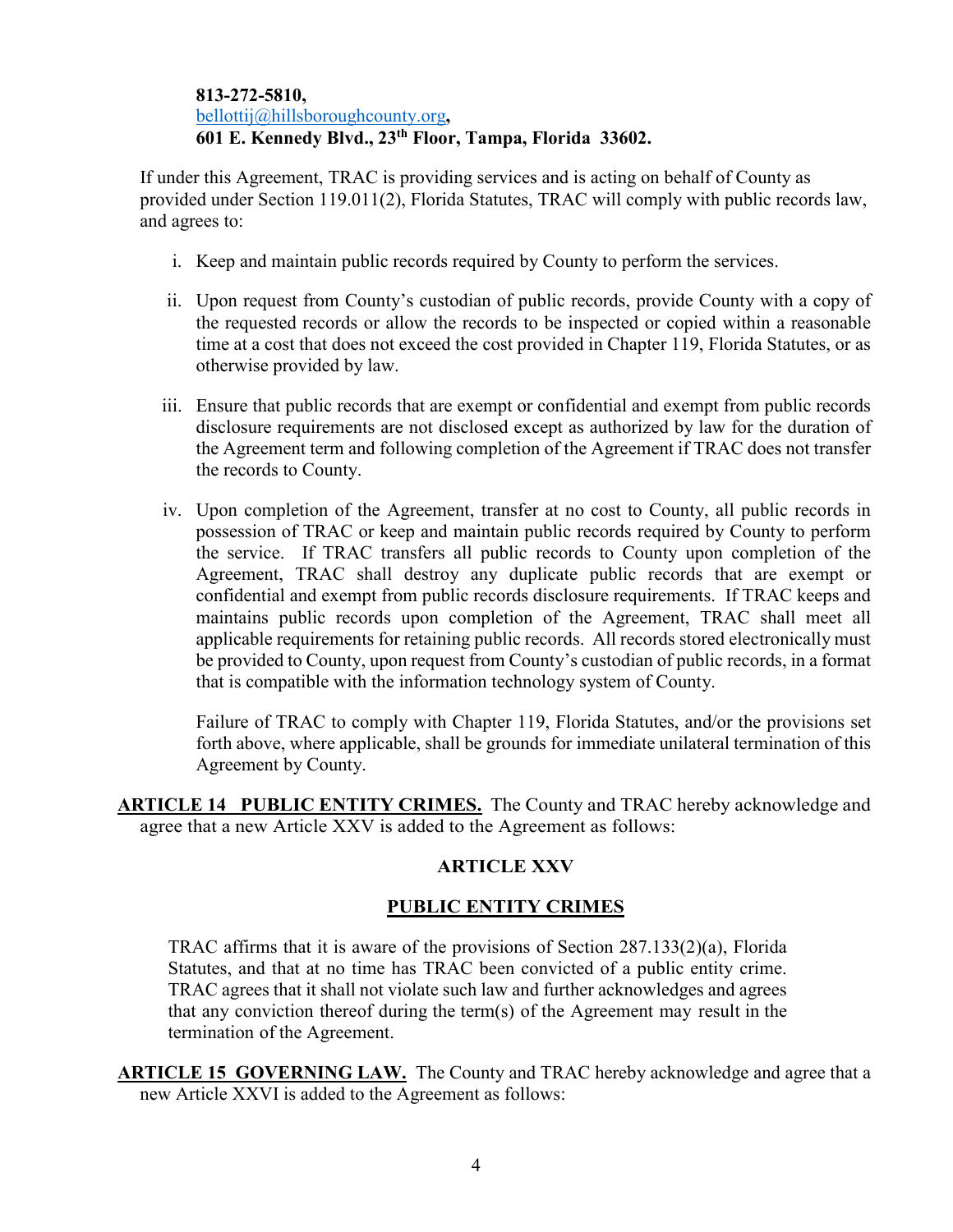**813-272-5810,**
bellottij@hillsboroughcounty.org**,**
**601 E. Kennedy Blvd., 23th Floor, Tampa, Florida 33602.**

If under this Agreement, TRAC is providing services and is acting on behalf of County as provided under Section 119.011(2), Florida Statutes, TRAC will comply with public records law, and agrees to:

i. Keep and maintain public records required by County to perform the services.

ii. Upon request from County's custodian of public records, provide County with a copy of the requested records or allow the records to be inspected or copied within a reasonable time at a cost that does not exceed the cost provided in Chapter 119, Florida Statutes, or as otherwise provided by law.

iii. Ensure that public records that are exempt or confidential and exempt from public records disclosure requirements are not disclosed except as authorized by law for the duration of the Agreement term and following completion of the Agreement if TRAC does not transfer the records to County.

iv. Upon completion of the Agreement, transfer at no cost to County, all public records in possession of TRAC or keep and maintain public records required by County to perform the service. If TRAC transfers all public records to County upon completion of the Agreement, TRAC shall destroy any duplicate public records that are exempt or confidential and exempt from public records disclosure requirements. If TRAC keeps and maintains public records upon completion of the Agreement, TRAC shall meet all applicable requirements for retaining public records. All records stored electronically must be provided to County, upon request from County's custodian of public records, in a format that is compatible with the information technology system of County.

Failure of TRAC to comply with Chapter 119, Florida Statutes, and/or the provisions set forth above, where applicable, shall be grounds for immediate unilateral termination of this Agreement by County.

**ARTICLE 14 PUBLIC ENTITY CRIMES.** The County and TRAC hereby acknowledge and agree that a new Article XXV is added to the Agreement as follows:

**ARTICLE XXV**

**PUBLIC ENTITY CRIMES**

TRAC affirms that it is aware of the provisions of Section 287.133(2)(a), Florida Statutes, and that at no time has TRAC been convicted of a public entity crime. TRAC agrees that it shall not violate such law and further acknowledges and agrees that any conviction thereof during the term(s) of the Agreement may result in the termination of the Agreement.

**ARTICLE 15 GOVERNING LAW.** The County and TRAC hereby acknowledge and agree that a new Article XXVI is added to the Agreement as follows: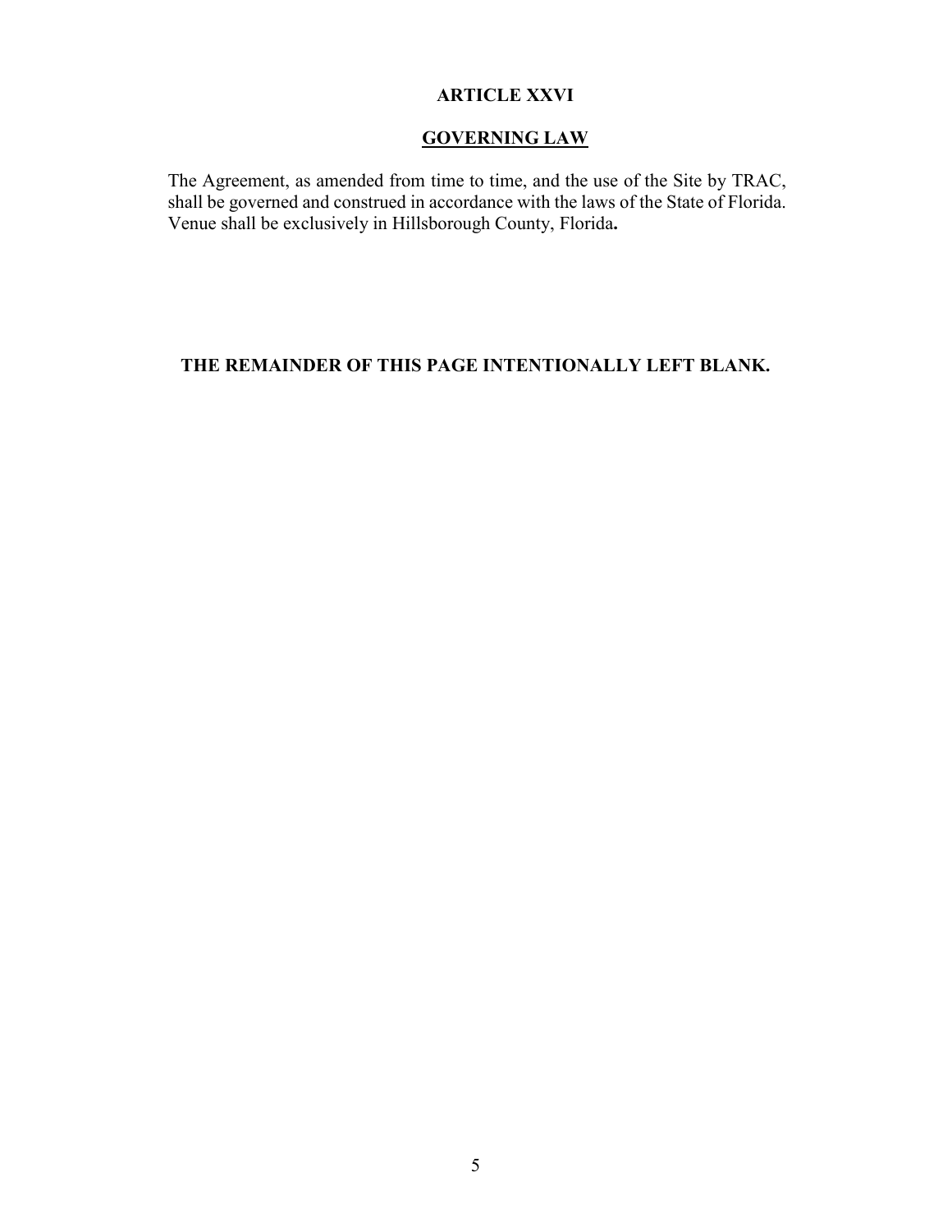## ARTICLE XXVI

## GOVERNING LAW

The Agreement, as amended from time to time, and the use of the Site by TRAC, shall be governed and construed in accordance with the laws of the State of Florida. Venue shall be exclusively in Hillsborough County, Florida**.**

**THE REMAINDER OF THIS PAGE INTENTIONALLY LEFT BLANK.**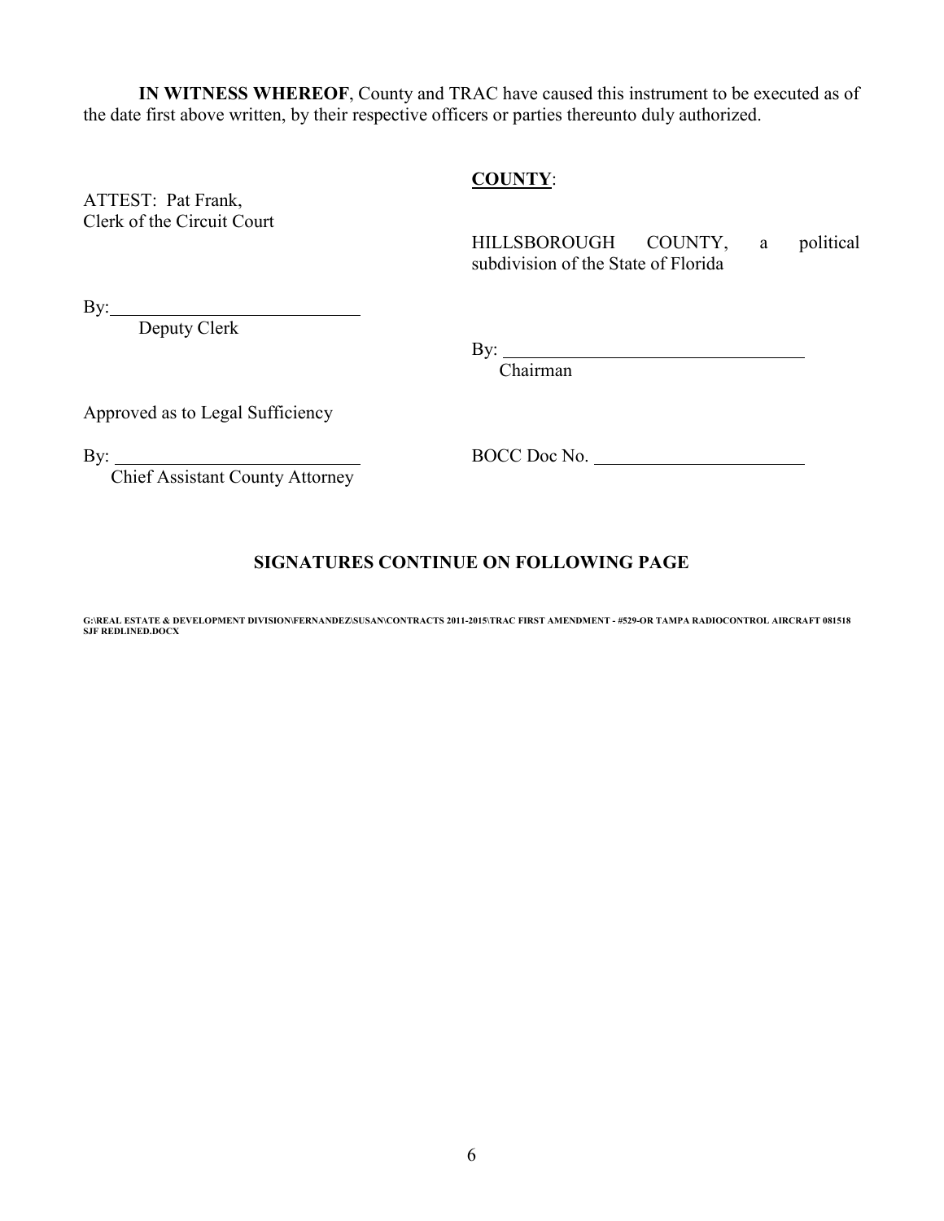**IN WITNESS WHEREOF**, County and TRAC have caused this instrument to be executed as of the date first above written, by their respective officers or parties thereunto duly authorized.

**COUNTY**:

HILLSBOROUGH COUNTY, a political subdivision of the State of Florida

By: ________________________________
Chairman

ATTEST: Pat Frank,
Clerk of the Circuit Court

By: ___________________________
Deputy Clerk

Approved as to Legal Sufficiency

By: ___________________________
Chief Assistant County Attorney

BOCC Doc No. _______________________

**SIGNATURES CONTINUE ON FOLLOWING PAGE**

G:\REAL ESTATE & DEVELOPMENT DIVISION\FERNANDEZ\SUSAN\CONTRACTS 2011-2015\TRAC FIRST AMENDMENT - #529-OR TAMPA RADIOCONTROL AIRCRAFT 081518 SJF REDLINED.DOCX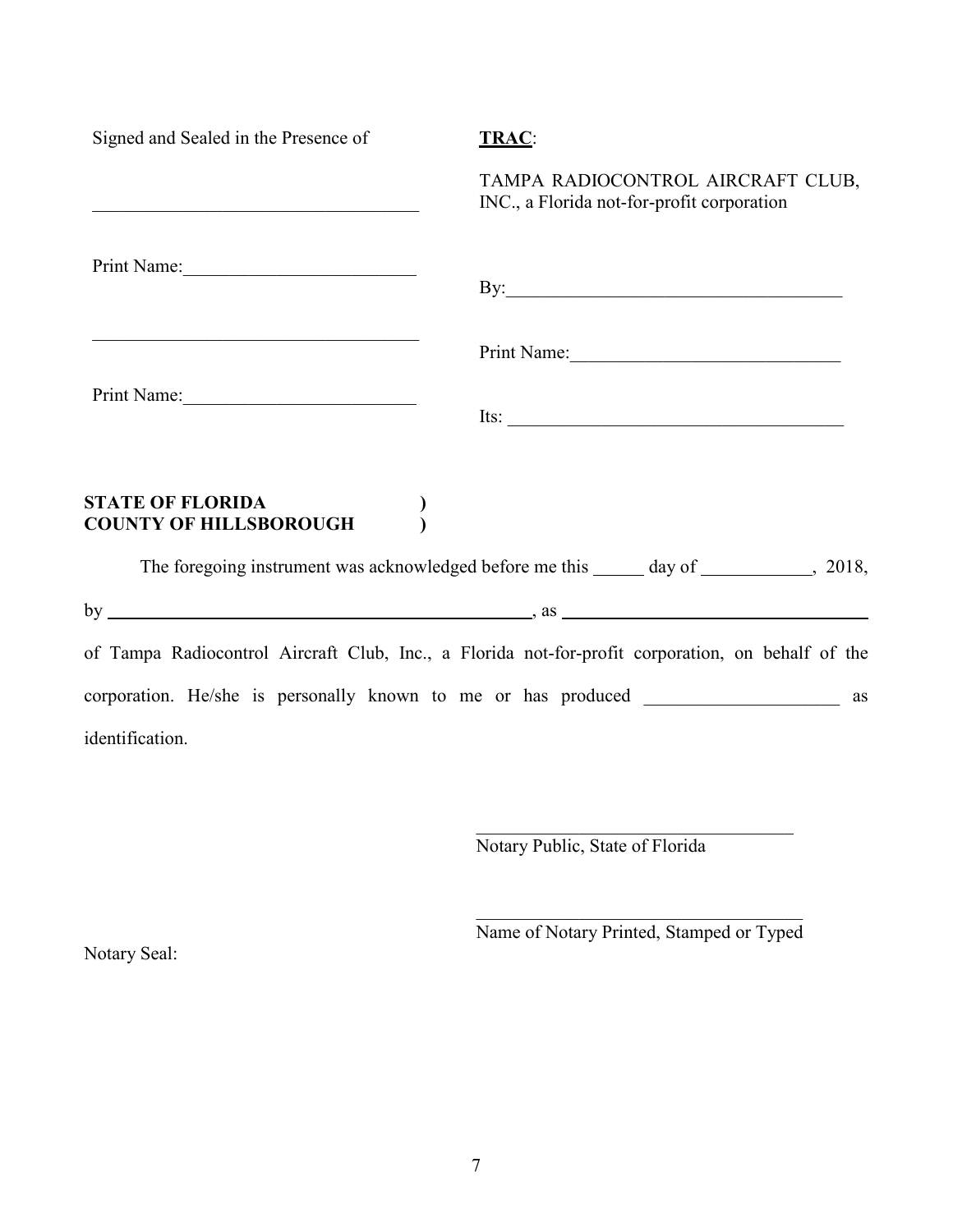Signed and Sealed in the Presence of

____________________________________

Print Name:_________________________

____________________________________

Print Name:_________________________

**TRAC**:

TAMPA RADIOCONTROL AIRCRAFT CLUB, INC., a Florida not-for-profit corporation

By:____________________________________

Print Name:______________________________

Its: _____________________________________

**STATE OF FLORIDA )**
**COUNTY OF HILLSBOROUGH )**

The foregoing instrument was acknowledged before me this _____ day of ____________, 2018, by __________________________________________________, as ___________________________________ of Tampa Radiocontrol Aircraft Club, Inc., a Florida not-for-profit corporation, on behalf of the corporation. He/she is personally known to me or has produced _____________________ as identification.

____________________________________
Notary Public, State of Florida

____________________________________
Name of Notary Printed, Stamped or Typed

Notary Seal: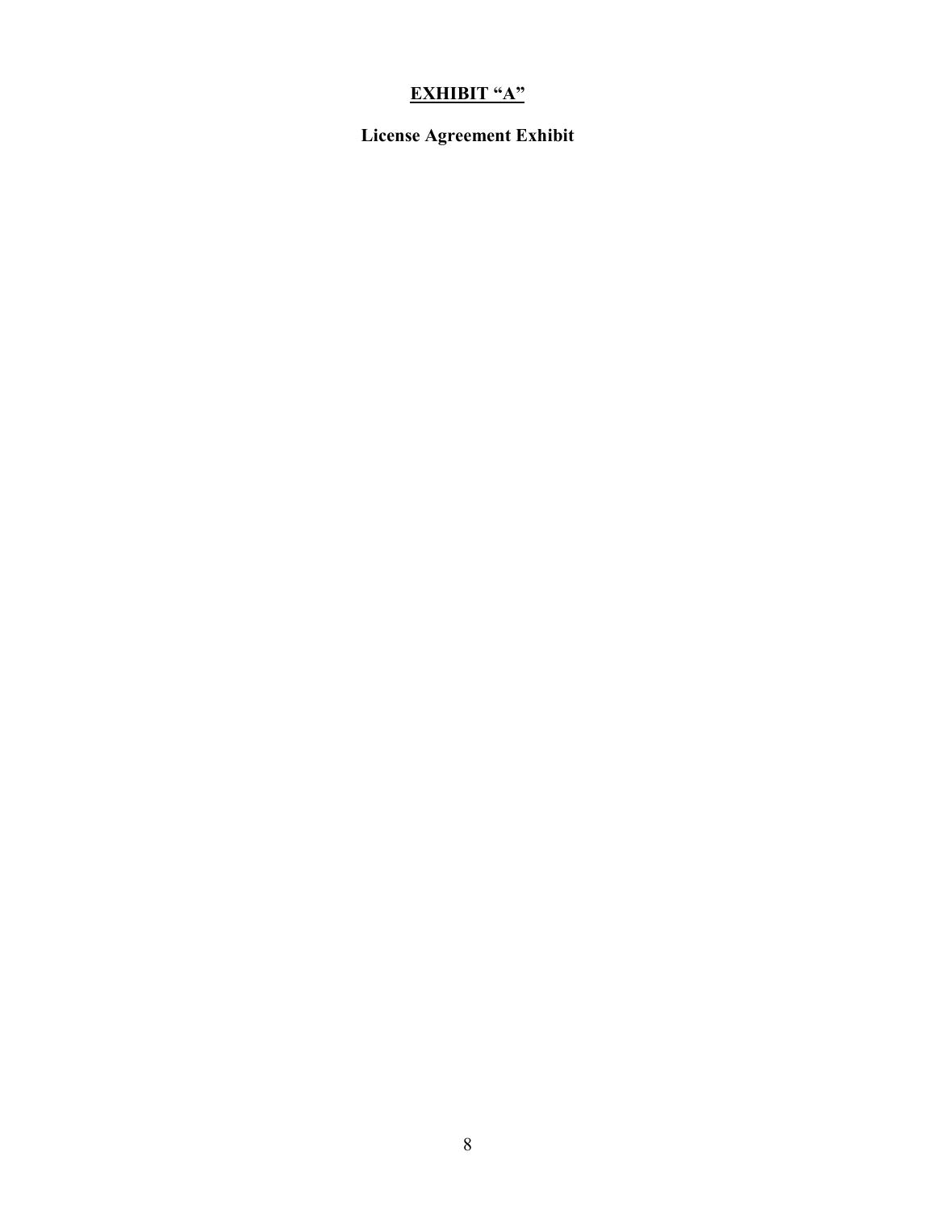# **EXHIBIT “A”**

## **License Agreement Exhibit**